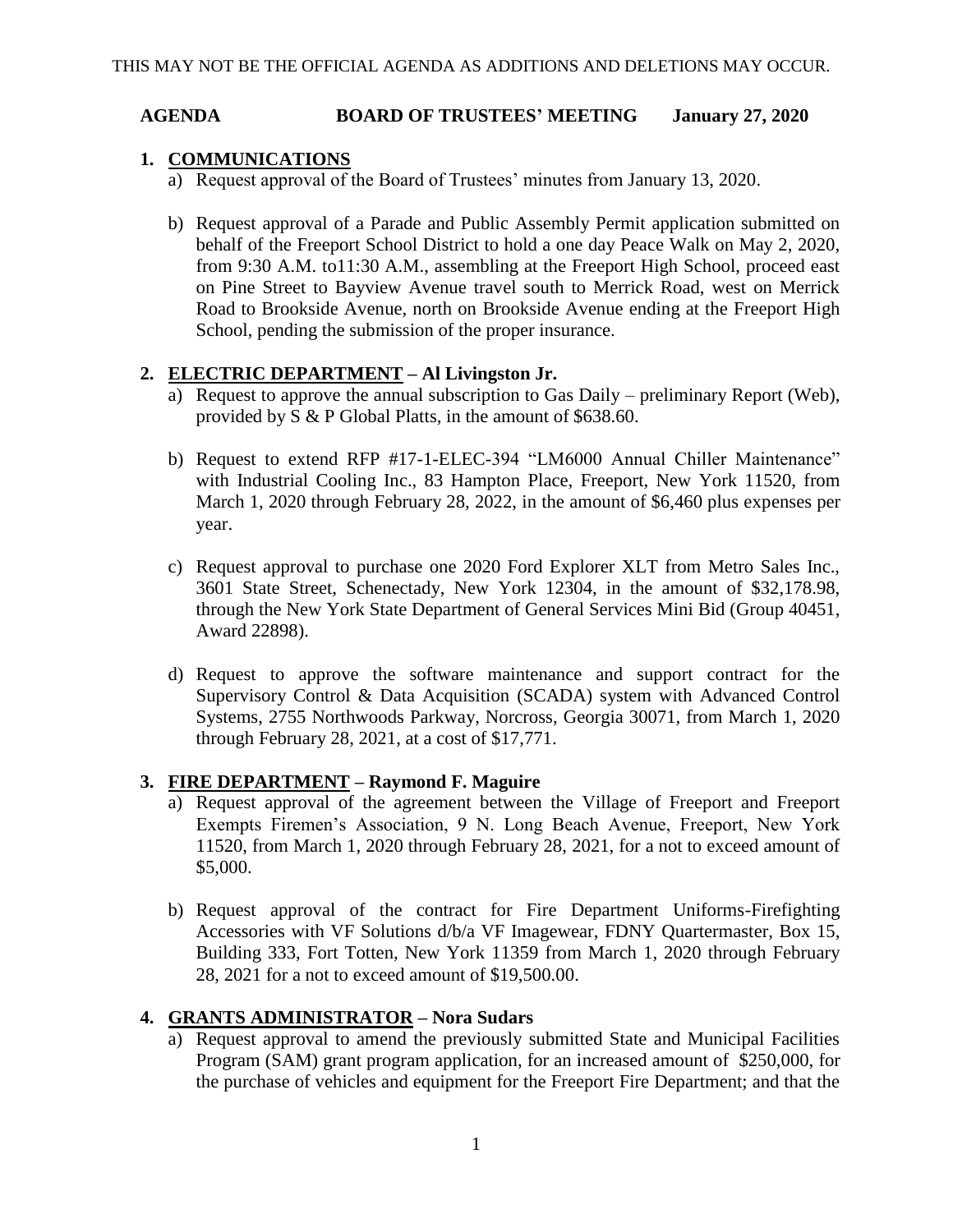THIS MAY NOT BE THE OFFICIAL AGENDA AS ADDITIONS AND DELETIONS MAY OCCUR.

**AGENDA BOARD OF TRUSTEES' MEETING January 27, 2020**

## 1. COMMUNICATIONS

a) Request approval of the Board of Trustees' minutes from January 13, 2020.

b) Request approval of a Parade and Public Assembly Permit application submitted on behalf of the Freeport School District to hold a one day Peace Walk on May 2, 2020, from 9:30 A.M. to11:30 A.M., assembling at the Freeport High School, proceed east on Pine Street to Bayview Avenue travel south to Merrick Road, west on Merrick Road to Brookside Avenue, north on Brookside Avenue ending at the Freeport High School, pending the submission of the proper insurance.

## 2. ELECTRIC DEPARTMENT – Al Livingston Jr.

a) Request to approve the annual subscription to Gas Daily – preliminary Report (Web), provided by S & P Global Platts, in the amount of $638.60.

b) Request to extend RFP #17-1-ELEC-394 "LM6000 Annual Chiller Maintenance" with Industrial Cooling Inc., 83 Hampton Place, Freeport, New York 11520, from March 1, 2020 through February 28, 2022, in the amount of $6,460 plus expenses per year.

c) Request approval to purchase one 2020 Ford Explorer XLT from Metro Sales Inc., 3601 State Street, Schenectady, New York 12304, in the amount of $32,178.98, through the New York State Department of General Services Mini Bid (Group 40451, Award 22898).

d) Request to approve the software maintenance and support contract for the Supervisory Control & Data Acquisition (SCADA) system with Advanced Control Systems, 2755 Northwoods Parkway, Norcross, Georgia 30071, from March 1, 2020 through February 28, 2021, at a cost of $17,771.

## 3. FIRE DEPARTMENT – Raymond F. Maguire

a) Request approval of the agreement between the Village of Freeport and Freeport Exempts Firemen's Association, 9 N. Long Beach Avenue, Freeport, New York 11520, from March 1, 2020 through February 28, 2021, for a not to exceed amount of $5,000.

b) Request approval of the contract for Fire Department Uniforms-Firefighting Accessories with VF Solutions d/b/a VF Imagewear, FDNY Quartermaster, Box 15, Building 333, Fort Totten, New York 11359 from March 1, 2020 through February 28, 2021 for a not to exceed amount of $19,500.00.

## 4. GRANTS ADMINISTRATOR – Nora Sudars

a) Request approval to amend the previously submitted State and Municipal Facilities Program (SAM) grant program application, for an increased amount of $250,000, for the purchase of vehicles and equipment for the Freeport Fire Department; and that the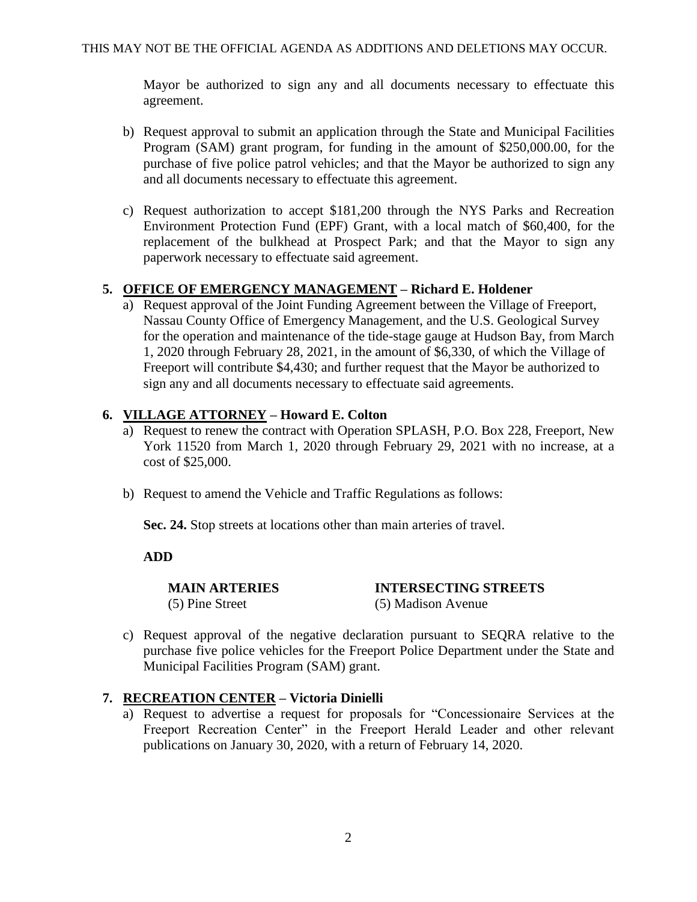Mayor be authorized to sign any and all documents necessary to effectuate this agreement.

b) Request approval to submit an application through the State and Municipal Facilities Program (SAM) grant program, for funding in the amount of $250,000.00, for the purchase of five police patrol vehicles; and that the Mayor be authorized to sign any and all documents necessary to effectuate this agreement.

c) Request authorization to accept $181,200 through the NYS Parks and Recreation Environment Protection Fund (EPF) Grant, with a local match of $60,400, for the replacement of the bulkhead at Prospect Park; and that the Mayor to sign any paperwork necessary to effectuate said agreement.

**5. <u>OFFICE OF EMERGENCY MANAGEMENT</u> – Richard E. Holdener**

a) Request approval of the Joint Funding Agreement between the Village of Freeport, Nassau County Office of Emergency Management, and the U.S. Geological Survey for the operation and maintenance of the tide-stage gauge at Hudson Bay, from March 1, 2020 through February 28, 2021, in the amount of $6,330, of which the Village of Freeport will contribute $4,430; and further request that the Mayor be authorized to sign any and all documents necessary to effectuate said agreements.

**6. <u>VILLAGE ATTORNEY</u> – Howard E. Colton**

a) Request to renew the contract with Operation SPLASH, P.O. Box 228, Freeport, New York 11520 from March 1, 2020 through February 29, 2021 with no increase, at a cost of $25,000.

b) Request to amend the Vehicle and Traffic Regulations as follows:

**Sec. 24.** Stop streets at locations other than main arteries of travel.

**ADD**

| **MAIN ARTERIES** | **INTERSECTING STREETS** |
|---|---|
| (5) Pine Street | (5) Madison Avenue |

c) Request approval of the negative declaration pursuant to SEQRA relative to the purchase five police vehicles for the Freeport Police Department under the State and Municipal Facilities Program (SAM) grant.

**7. <u>RECREATION CENTER</u> – Victoria Dinielli**

a) Request to advertise a request for proposals for "Concessionaire Services at the Freeport Recreation Center" in the Freeport Herald Leader and other relevant publications on January 30, 2020, with a return of February 14, 2020.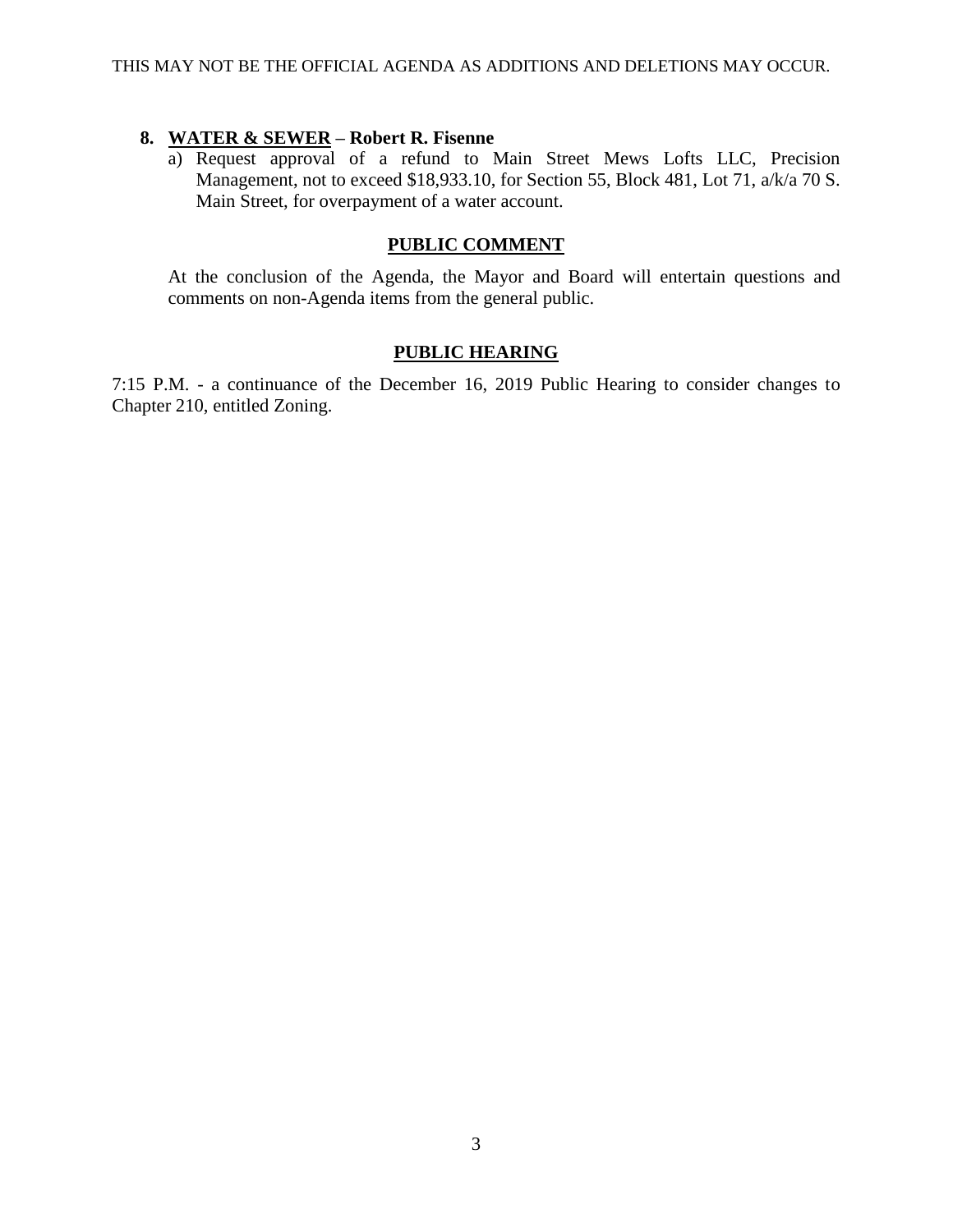**8. WATER & SEWER – Robert R. Fisenne**

a) Request approval of a refund to Main Street Mews Lofts LLC, Precision Management, not to exceed $18,933.10, for Section 55, Block 481, Lot 71, a/k/a 70 S. Main Street, for overpayment of a water account.

## PUBLIC COMMENT

At the conclusion of the Agenda, the Mayor and Board will entertain questions and comments on non-Agenda items from the general public.

## PUBLIC HEARING

7:15 P.M. - a continuance of the December 16, 2019 Public Hearing to consider changes to Chapter 210, entitled Zoning.